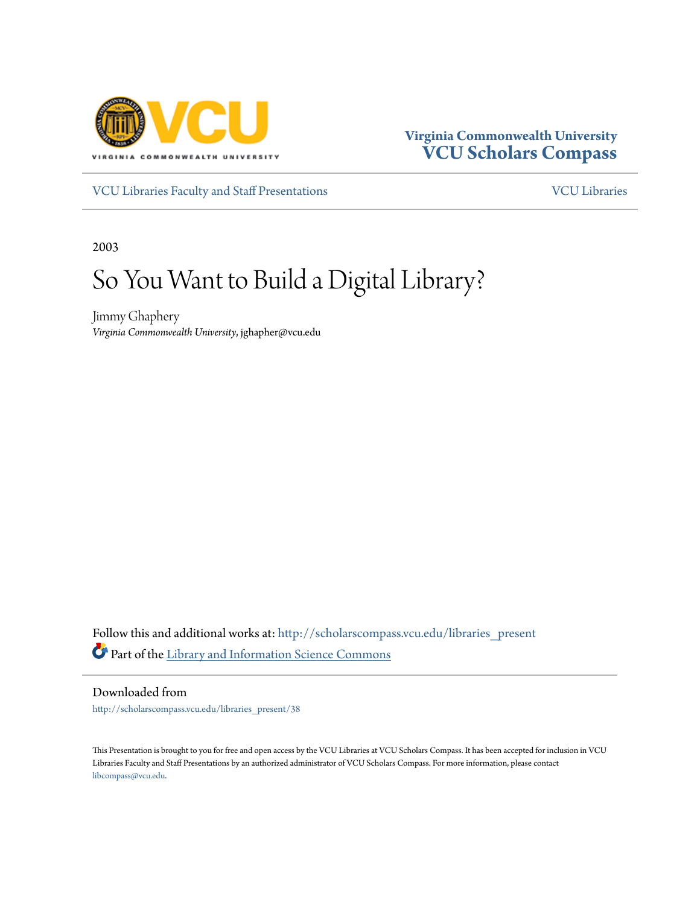Virginia Commonwealth University
**VCU Scholars Compass**

VCU Libraries Faculty and Staff Presentations | VCU Libraries

2003

# So You Want to Build a Digital Library?

Jimmy Ghaphery
*Virginia Commonwealth University*, jghapher@vcu.edu

Follow this and additional works at: http://scholarscompass.vcu.edu/libraries_present

Part of the Library and Information Science Commons

Downloaded from

http://scholarscompass.vcu.edu/libraries_present/38

This Presentation is brought to you for free and open access by the VCU Libraries at VCU Scholars Compass. It has been accepted for inclusion in VCU Libraries Faculty and Staff Presentations by an authorized administrator of VCU Scholars Compass. For more information, please contact libcompass@vcu.edu.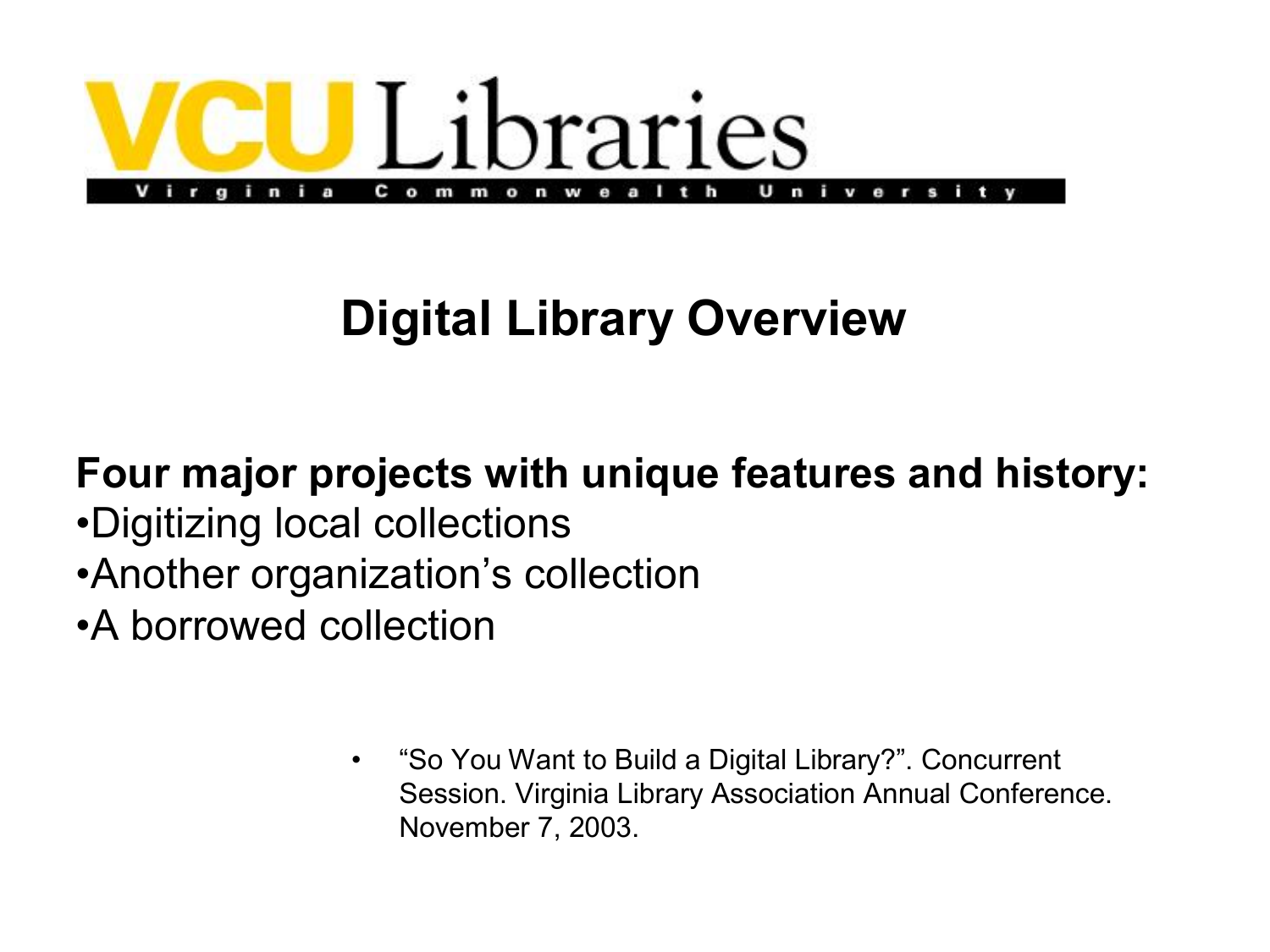# VCU Libraries

Virginia Commonwealth University

## Digital Library Overview

**Four major projects with unique features and history:**

•Digitizing local collections
•Another organization's collection
•A borrowed collection

- "So You Want to Build a Digital Library?". Concurrent Session. Virginia Library Association Annual Conference. November 7, 2003.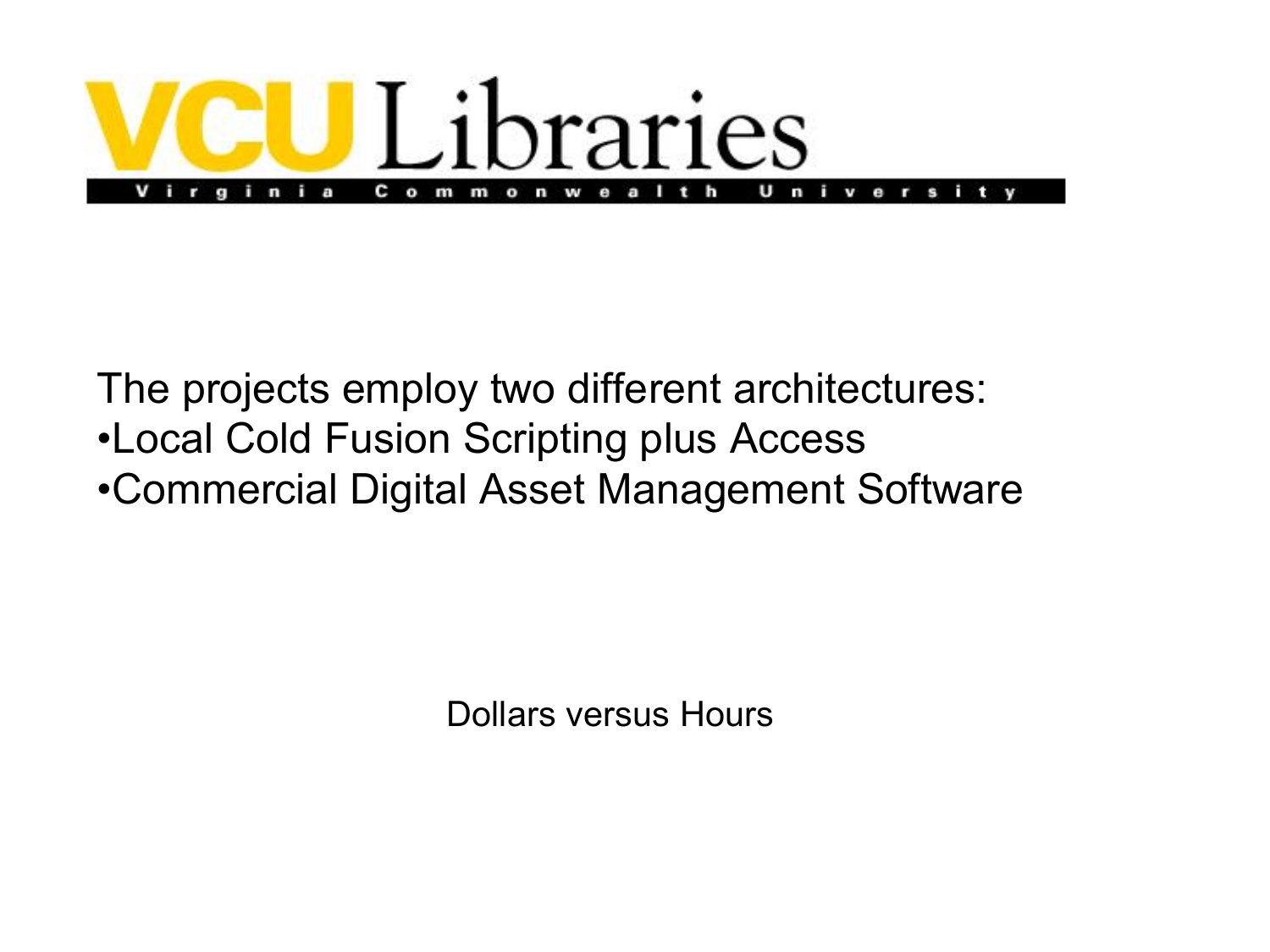# VCU Libraries

Virginia Commonwealth University

The projects employ two different architectures:

- Local Cold Fusion Scripting plus Access
- Commercial Digital Asset Management Software

Dollars versus Hours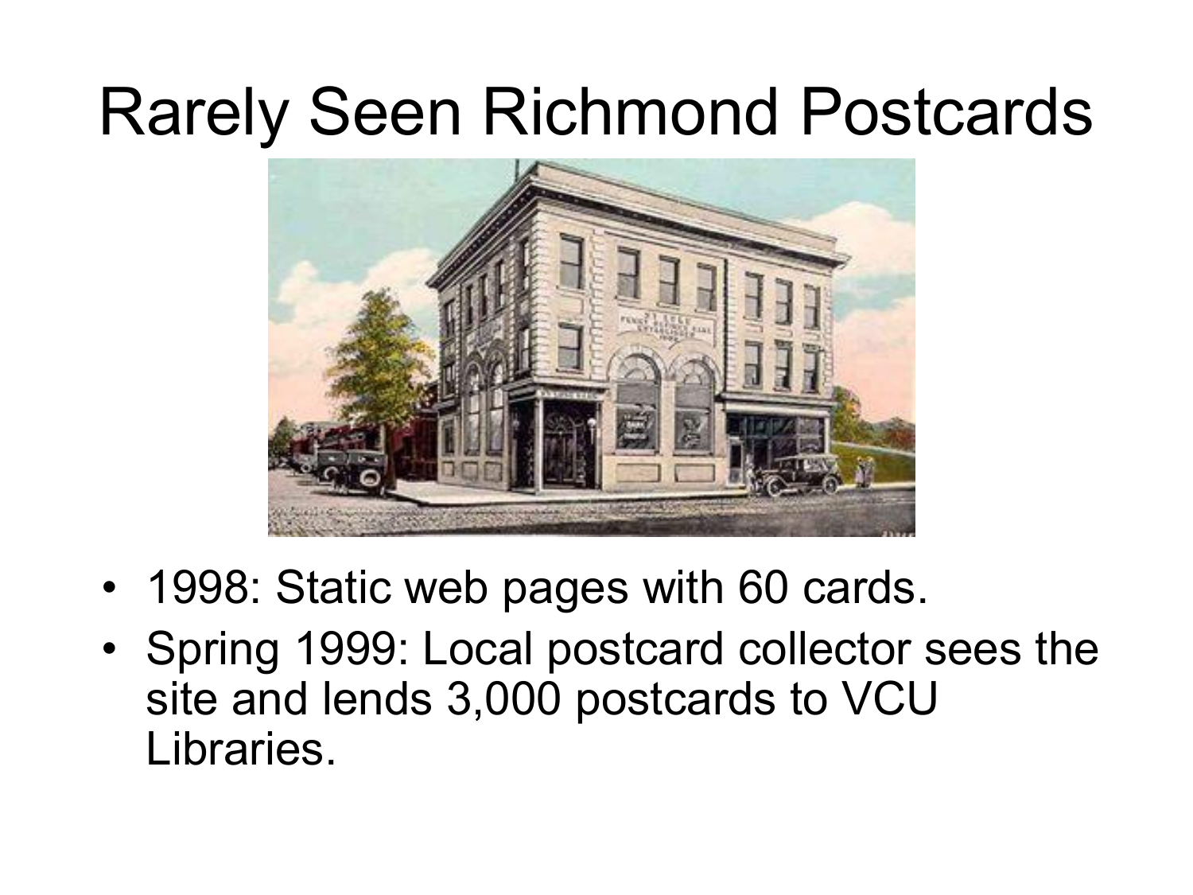# Rarely Seen Richmond Postcards

- 1998: Static web pages with 60 cards.
- Spring 1999: Local postcard collector sees the site and lends 3,000 postcards to VCU Libraries.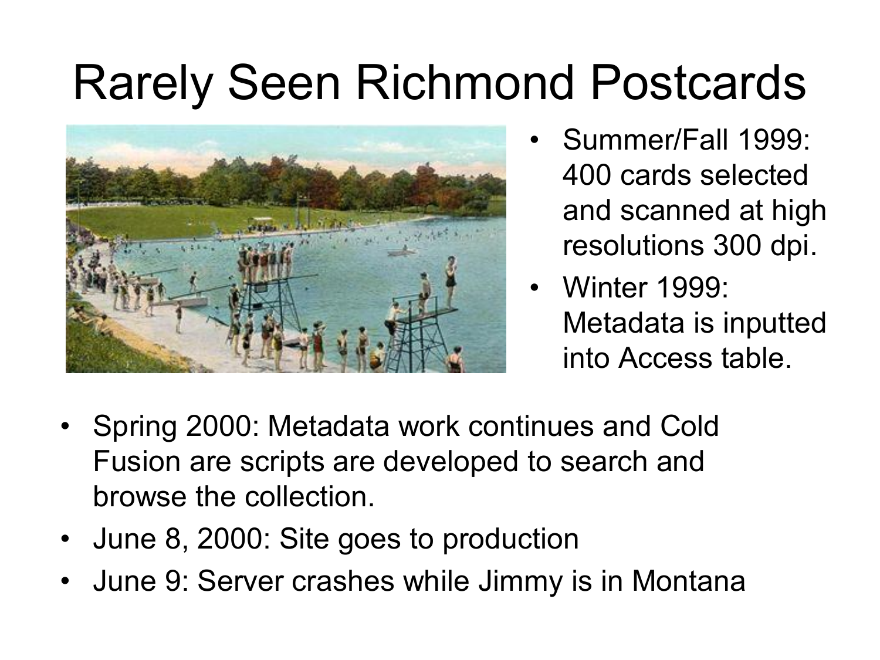# Rarely Seen Richmond Postcards

- Summer/Fall 1999: 400 cards selected and scanned at high resolutions 300 dpi.
- Winter 1999: Metadata is inputted into Access table.
- Spring 2000: Metadata work continues and Cold Fusion are scripts are developed to search and browse the collection.
- June 8, 2000: Site goes to production
- June 9: Server crashes while Jimmy is in Montana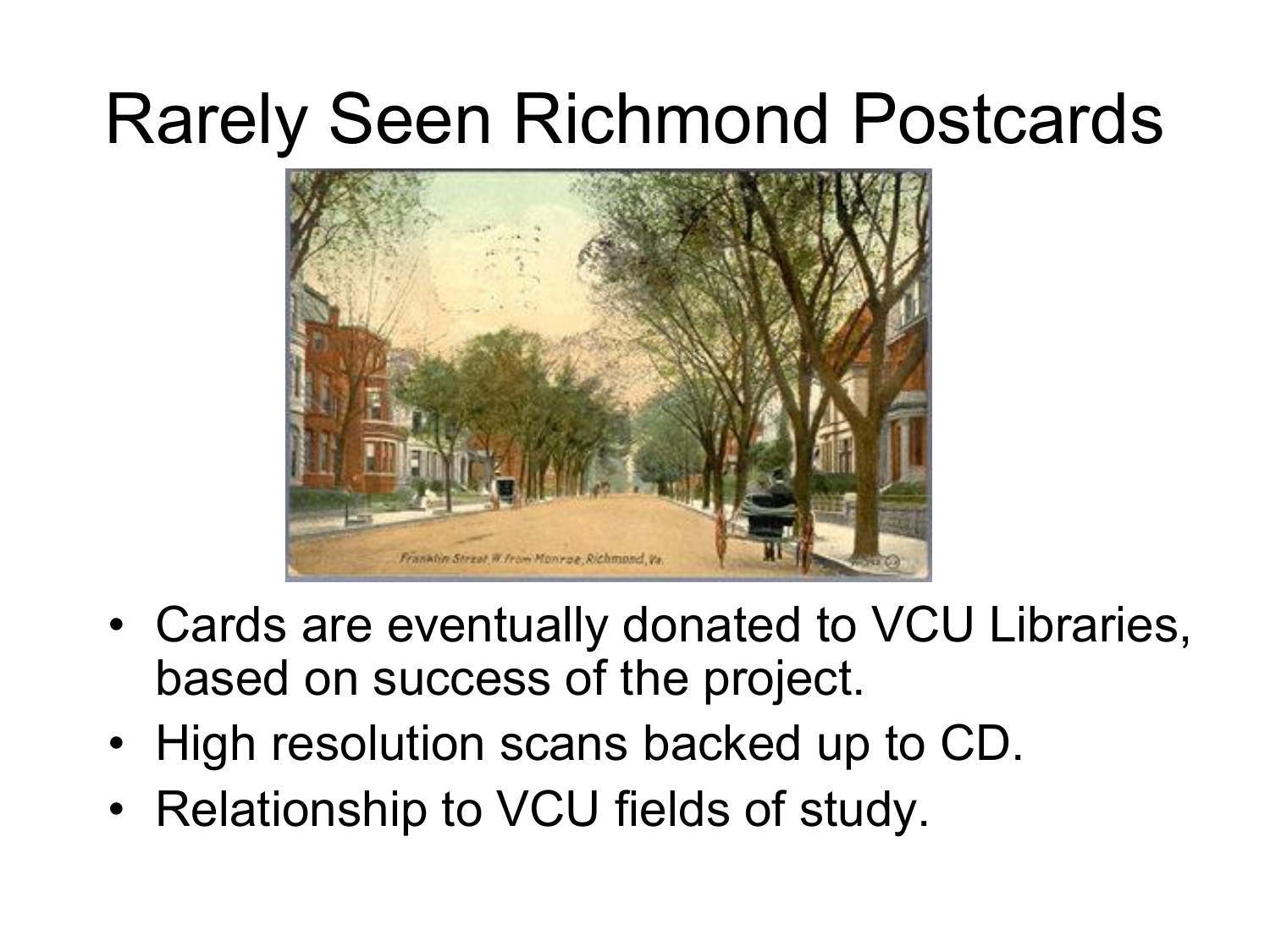# Rarely Seen Richmond Postcards

- Cards are eventually donated to VCU Libraries, based on success of the project.
- High resolution scans backed up to CD.
- Relationship to VCU fields of study.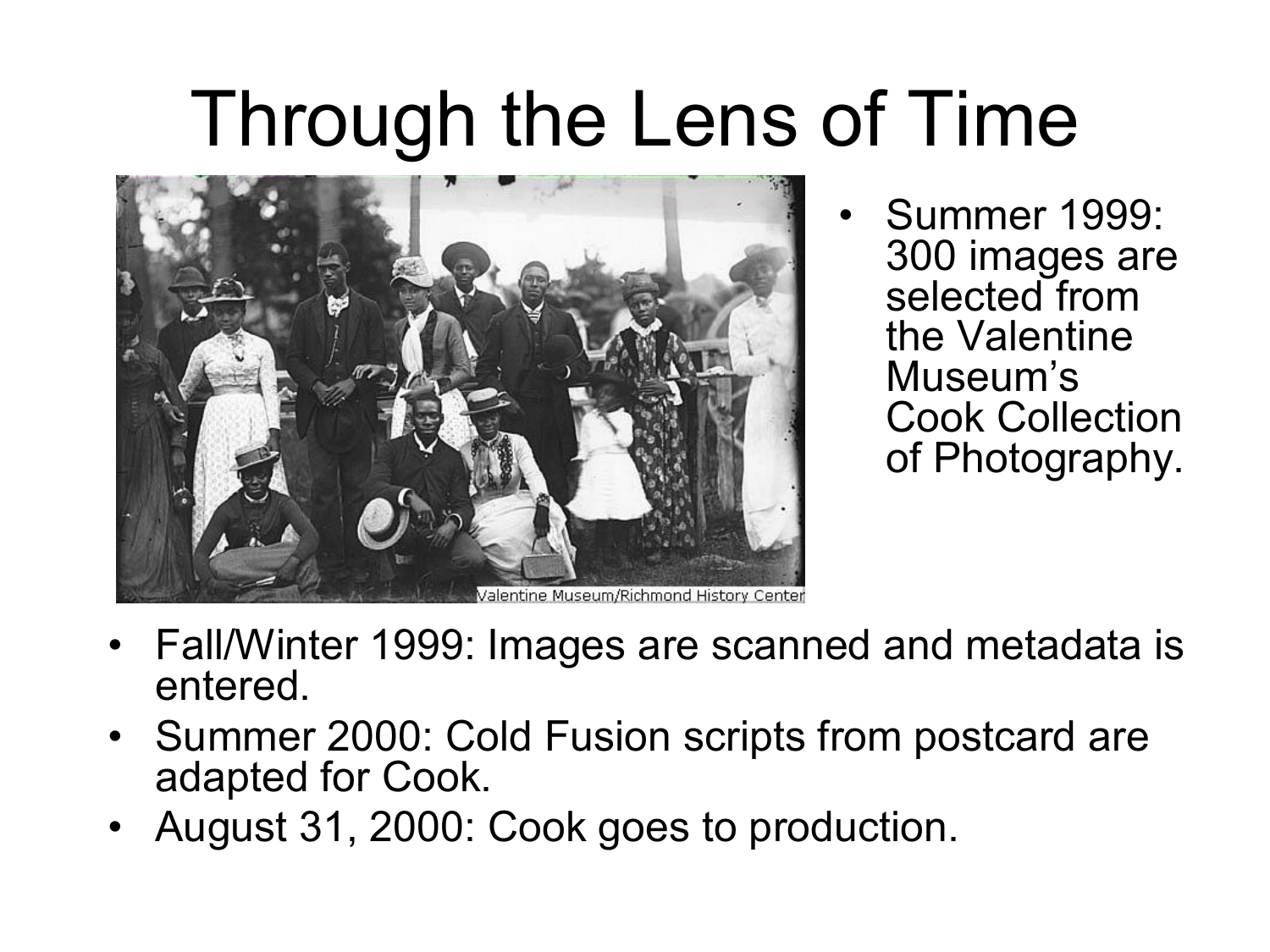# Through the Lens of Time

- Summer 1999: 300 images are selected from the Valentine Museum's Cook Collection of Photography.
- Fall/Winter 1999: Images are scanned and metadata is entered.
- Summer 2000: Cold Fusion scripts from postcard are adapted for Cook.
- August 31, 2000: Cook goes to production.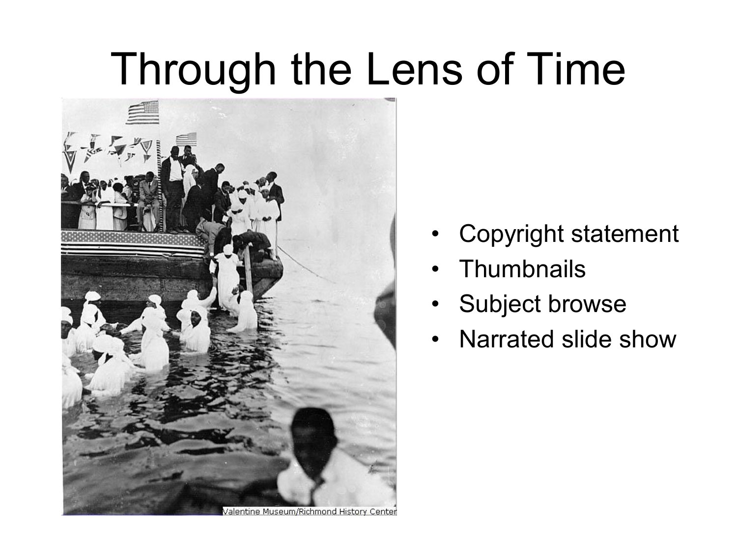# Through the Lens of Time

- Copyright statement
- Thumbnails
- Subject browse
- Narrated slide show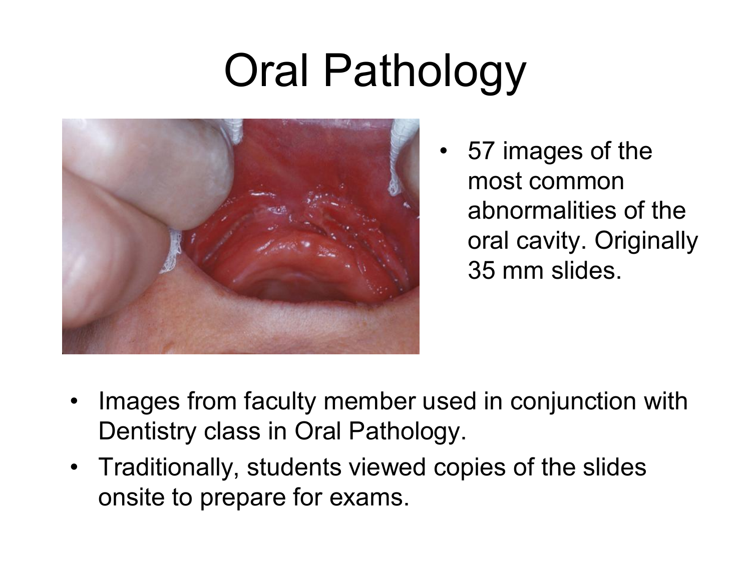# Oral Pathology

- 57 images of the most common abnormalities of the oral cavity. Originally 35 mm slides.

- Images from faculty member used in conjunction with Dentistry class in Oral Pathology.
- Traditionally, students viewed copies of the slides onsite to prepare for exams.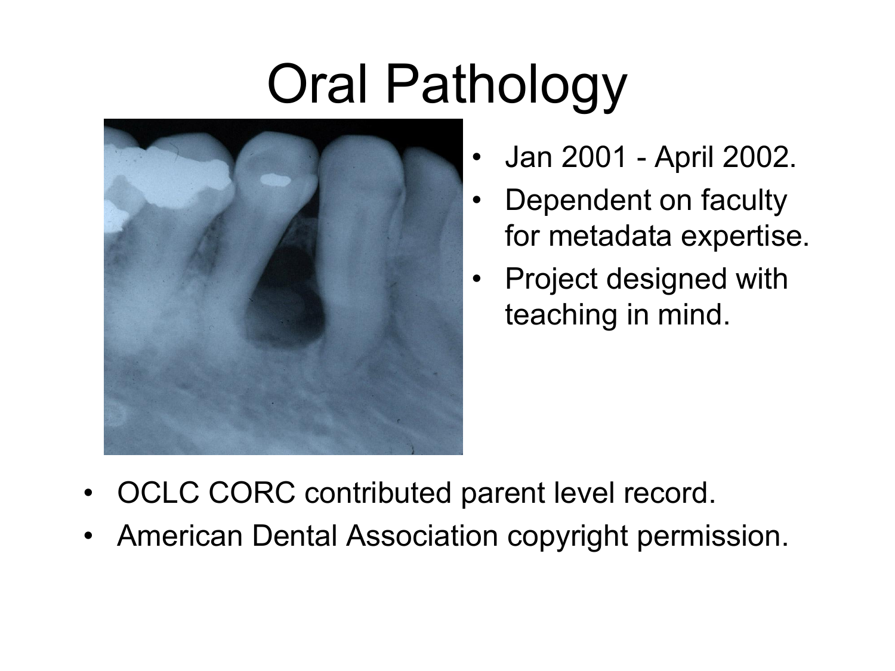# Oral Pathology

- Jan 2001 - April 2002.
- Dependent on faculty for metadata expertise.
- Project designed with teaching in mind.

- OCLC CORC contributed parent level record.
- American Dental Association copyright permission.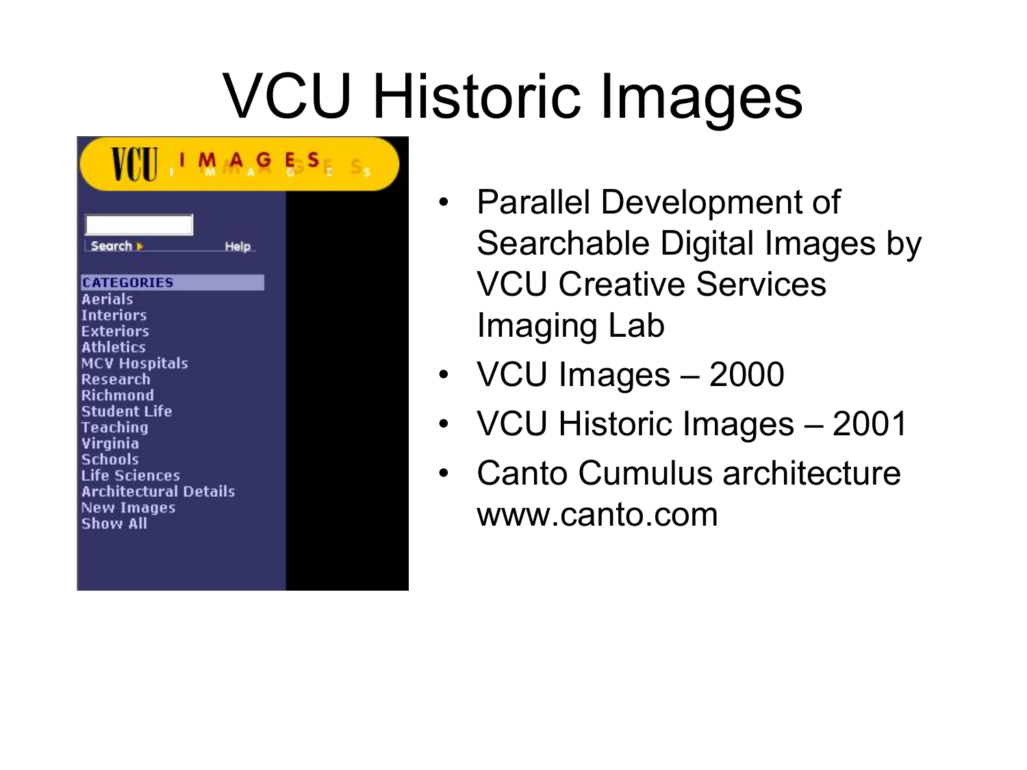# VCU Historic Images

VCU IMAGES

Search

Help

CATEGORIES

- Aerials
- Interiors
- Exteriors
- Athletics
- MCV Hospitals
- Research
- Richmond
- Student Life
- Teaching
- Virginia
- Schools
- Life Sciences
- Architectural Details
- New Images
- Show All

- Parallel Development of Searchable Digital Images by VCU Creative Services Imaging Lab
- VCU Images – 2000
- VCU Historic Images – 2001
- Canto Cumulus architecture www.canto.com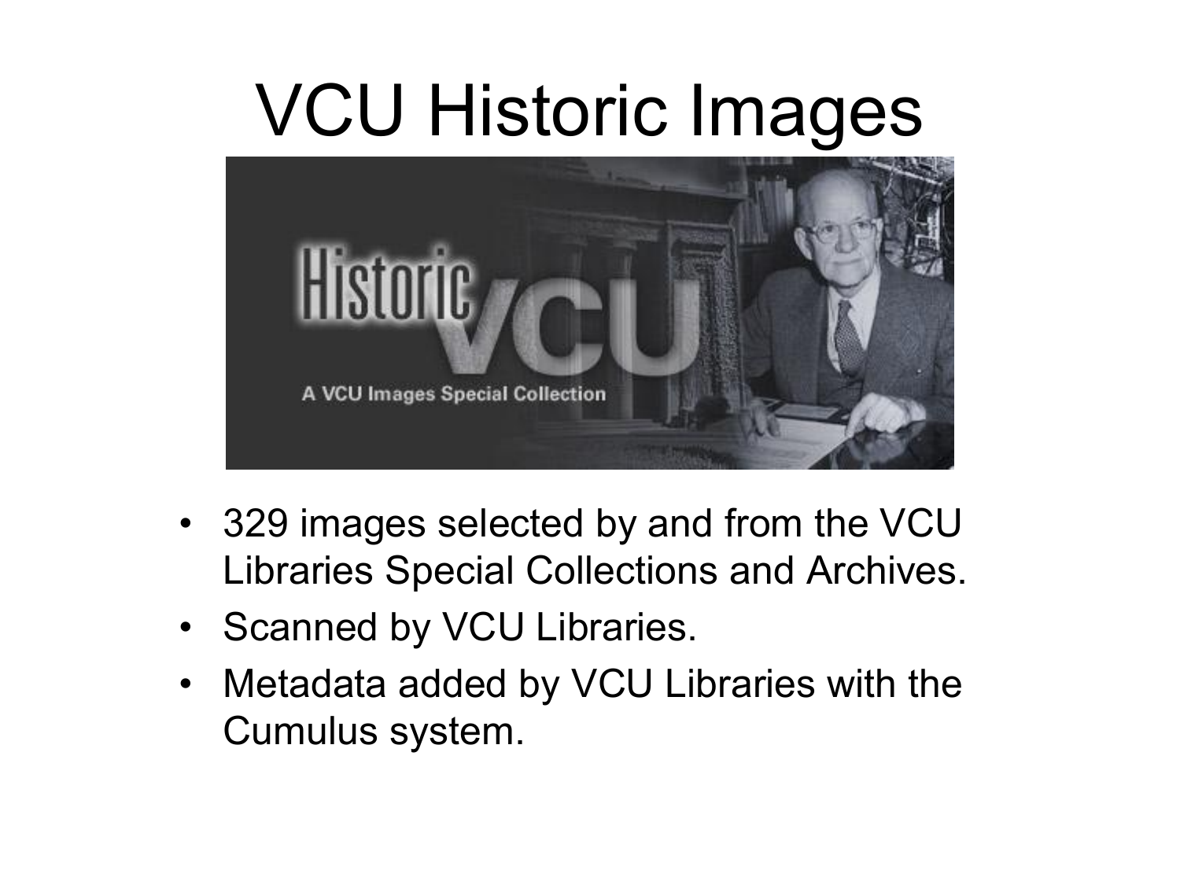# VCU Historic Images

- 329 images selected by and from the VCU Libraries Special Collections and Archives.
- Scanned by VCU Libraries.
- Metadata added by VCU Libraries with the Cumulus system.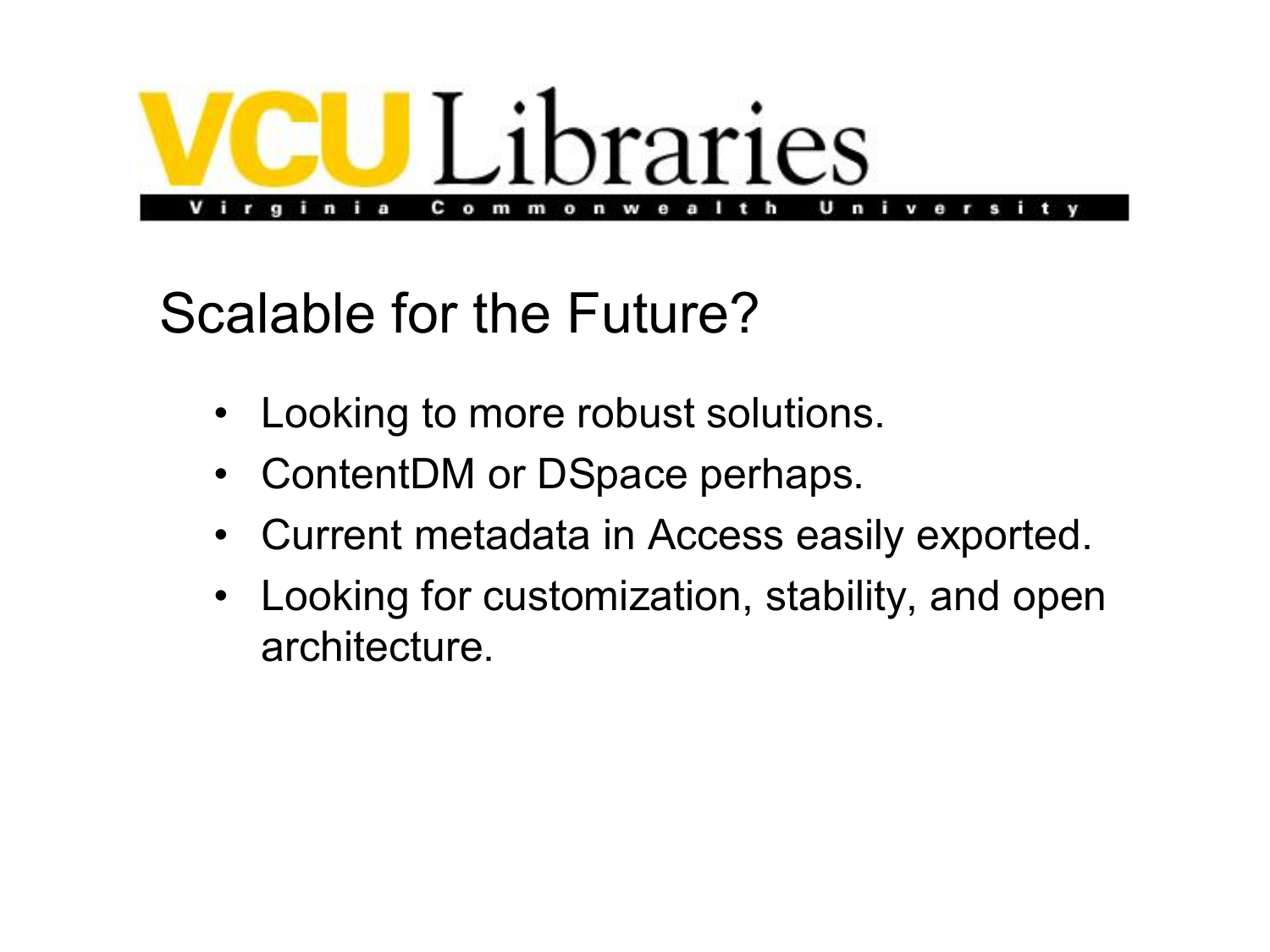VCU Libraries

Virginia Commonwealth University

# Scalable for the Future?

- Looking to more robust solutions.
- ContentDM or DSpace perhaps.
- Current metadata in Access easily exported.
- Looking for customization, stability, and open architecture.